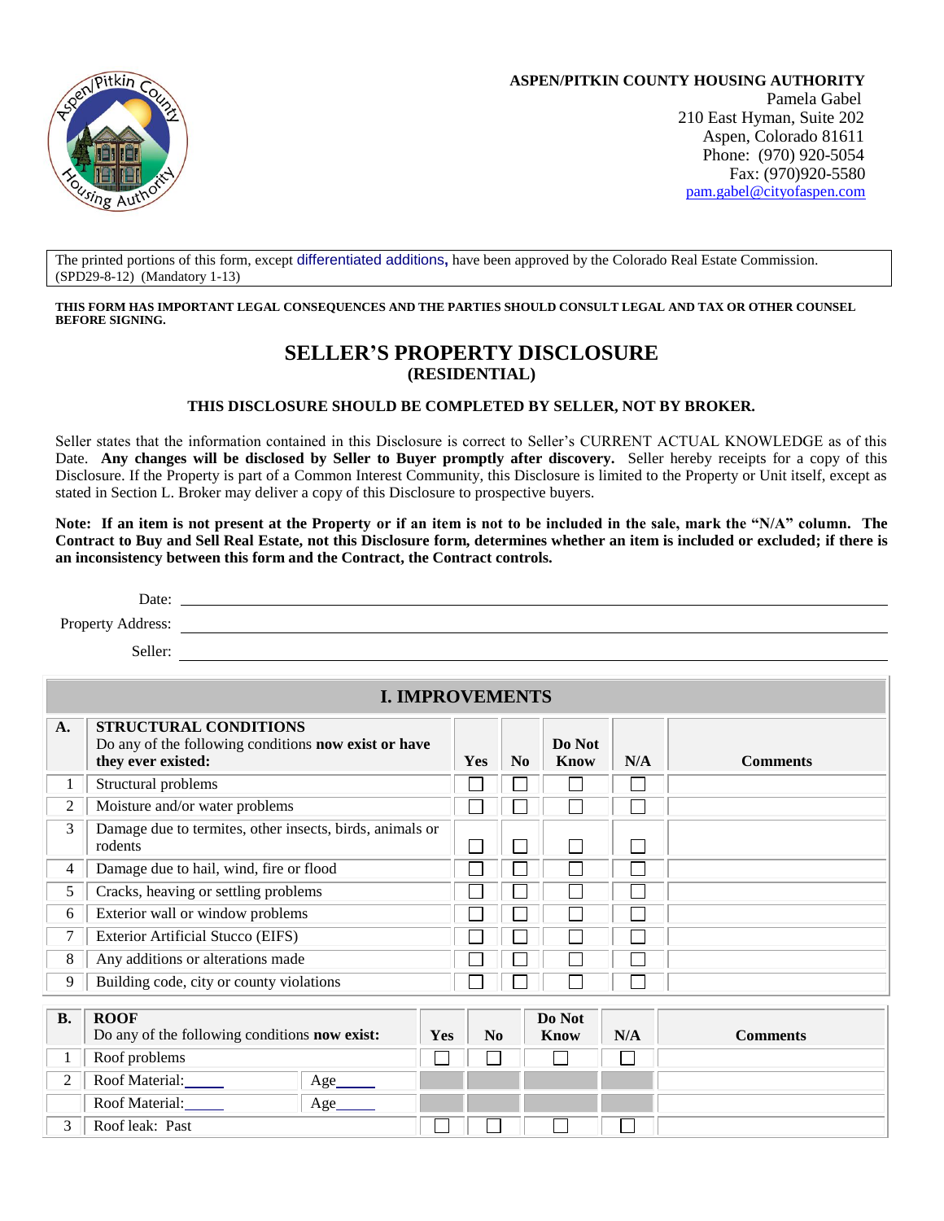**ASPEN/PITKIN COUNTY HOUSING AUTHORITY**
Pamela Gabel
210 East Hyman, Suite 202
Aspen, Colorado 81611
Phone: (970) 920-5054
Fax: (970)920-5580
pam.gabel@cityofaspen.com

The printed portions of this form, except differentiated additions, have been approved by the Colorado Real Estate Commission. (SPD29-8-12) (Mandatory 1-13)

**THIS FORM HAS IMPORTANT LEGAL CONSEQUENCES AND THE PARTIES SHOULD CONSULT LEGAL AND TAX OR OTHER COUNSEL BEFORE SIGNING.**

# SELLER'S PROPERTY DISCLOSURE
## (RESIDENTIAL)

**THIS DISCLOSURE SHOULD BE COMPLETED BY SELLER, NOT BY BROKER.**

Seller states that the information contained in this Disclosure is correct to Seller's CURRENT ACTUAL KNOWLEDGE as of this Date. **Any changes will be disclosed by Seller to Buyer promptly after discovery.** Seller hereby receipts for a copy of this Disclosure. If the Property is part of a Common Interest Community, this Disclosure is limited to the Property or Unit itself, except as stated in Section L. Broker may deliver a copy of this Disclosure to prospective buyers.

**Note: If an item is not present at the Property or if an item is not to be included in the sale, mark the "N/A" column. The Contract to Buy and Sell Real Estate, not this Disclosure form, determines whether an item is included or excluded; if there is an inconsistency between this form and the Contract, the Contract controls.**

Date: ______________________

Property Address: ______________________

Seller: ______________________

## I. IMPROVEMENTS

| A. | STRUCTURAL CONDITIONS Do any of the following conditions **now exist or have they ever existed:** | Yes | No | Do Not Know | N/A | Comments |
|---|---|---|---|---|---|---|
| 1 | Structural problems | ☐ | ☐ | ☐ | ☐ | |
| 2 | Moisture and/or water problems | ☐ | ☐ | ☐ | ☐ | |
| 3 | Damage due to termites, other insects, birds, animals or rodents | ☐ | ☐ | ☐ | ☐ | |
| 4 | Damage due to hail, wind, fire or flood | ☐ | ☐ | ☐ | ☐ | |
| 5 | Cracks, heaving or settling problems | ☐ | ☐ | ☐ | ☐ | |
| 6 | Exterior wall or window problems | ☐ | ☐ | ☐ | ☐ | |
| 7 | Exterior Artificial Stucco (EIFS) | ☐ | ☐ | ☐ | ☐ | |
| 8 | Any additions or alterations made | ☐ | ☐ | ☐ | ☐ | |
| 9 | Building code, city or county violations | ☐ | ☐ | ☐ | ☐ | |

| B. | ROOF Do any of the following conditions **now exist:** | Yes | No | Do Not Know | N/A | Comments |
|---|---|---|---|---|---|---|
| 1 | Roof problems | ☐ | ☐ | ☐ | ☐ | |
| 2 | Roof Material: _____ Age_____ | | | | | |
| | Roof Material: _____ Age_____ | | | | | |
| 3 | Roof leak: Past | ☐ | ☐ | ☐ | ☐ | |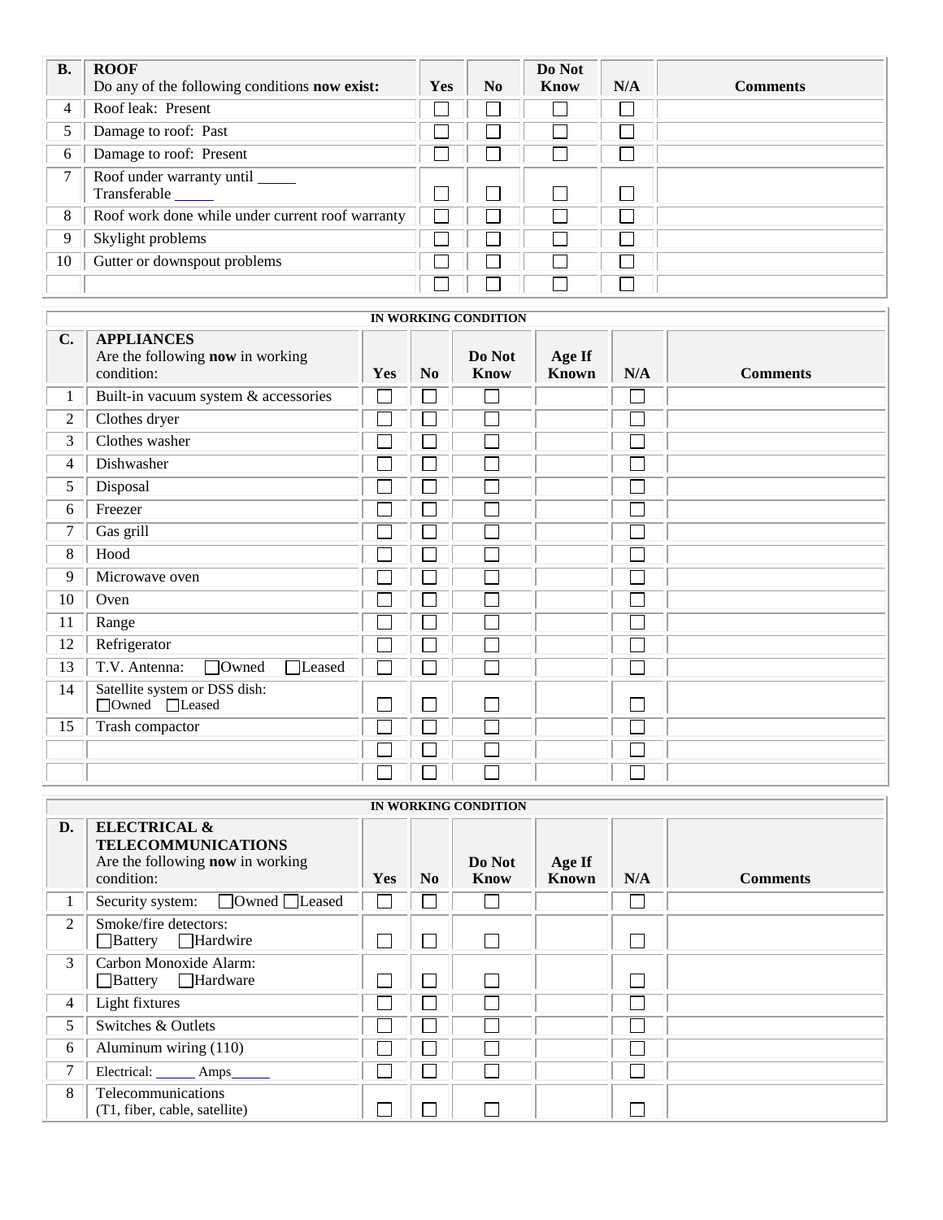| B. | ROOF<br>Do any of the following conditions **now exist:** | Yes | No | Do Not Know | N/A | Comments |
|---|---|---|---|---|---|---|
| 4 | Roof leak: Present | ☐ | ☐ | ☐ | ☐ | |
| 5 | Damage to roof: Past | ☐ | ☐ | ☐ | ☐ | |
| 6 | Damage to roof: Present | ☐ | ☐ | ☐ | ☐ | |
| 7 | Roof under warranty until _____<br>Transferable _____ | ☐ | ☐ | ☐ | ☐ | |
| 8 | Roof work done while under current roof warranty | ☐ | ☐ | ☐ | ☐ | |
| 9 | Skylight problems | ☐ | ☐ | ☐ | ☐ | |
| 10 | Gutter or downspout problems | ☐ | ☐ | ☐ | ☐ | |
| | | ☐ | ☐ | ☐ | ☐ | |

| | | IN WORKING CONDITION | | | | | |
|---|---|---|---|---|---|---|---|
| **C.** | **APPLIANCES**<br>Are the following **now** in working condition: | **Yes** | **No** | **Do Not Know** | **Age If Known** | **N/A** | **Comments** |
| 1 | Built-in vacuum system & accessories | ☐ | ☐ | ☐ | | ☐ | |
| 2 | Clothes dryer | ☐ | ☐ | ☐ | | ☐ | |
| 3 | Clothes washer | ☐ | ☐ | ☐ | | ☐ | |
| 4 | Dishwasher | ☐ | ☐ | ☐ | | ☐ | |
| 5 | Disposal | ☐ | ☐ | ☐ | | ☐ | |
| 6 | Freezer | ☐ | ☐ | ☐ | | ☐ | |
| 7 | Gas grill | ☐ | ☐ | ☐ | | ☐ | |
| 8 | Hood | ☐ | ☐ | ☐ | | ☐ | |
| 9 | Microwave oven | ☐ | ☐ | ☐ | | ☐ | |
| 10 | Oven | ☐ | ☐ | ☐ | | ☐ | |
| 11 | Range | ☐ | ☐ | ☐ | | ☐ | |
| 12 | Refrigerator | ☐ | ☐ | ☐ | | ☐ | |
| 13 | T.V. Antenna: ☐Owned ☐Leased | ☐ | ☐ | ☐ | | ☐ | |
| 14 | Satellite system or DSS dish:<br>☐Owned ☐Leased | ☐ | ☐ | ☐ | | ☐ | |
| 15 | Trash compactor | ☐ | ☐ | ☐ | | ☐ | |
| | | ☐ | ☐ | ☐ | | ☐ | |
| | | ☐ | ☐ | ☐ | | ☐ | |

| | | IN WORKING CONDITION | | | | | |
|---|---|---|---|---|---|---|---|
| **D.** | **ELECTRICAL & TELECOMMUNICATIONS**<br>Are the following **now** in working condition: | **Yes** | **No** | **Do Not Know** | **Age If Known** | **N/A** | **Comments** |
| 1 | Security system: ☐Owned ☐Leased | ☐ | ☐ | ☐ | | ☐ | |
| 2 | Smoke/fire detectors:<br>☐Battery ☐Hardwire | ☐ | ☐ | ☐ | | ☐ | |
| 3 | Carbon Monoxide Alarm:<br>☐Battery ☐Hardware | ☐ | ☐ | ☐ | | ☐ | |
| 4 | Light fixtures | ☐ | ☐ | ☐ | | ☐ | |
| 5 | Switches & Outlets | ☐ | ☐ | ☐ | | ☐ | |
| 6 | Aluminum wiring (110) | ☐ | ☐ | ☐ | | ☐ | |
| 7 | Electrical: _____ Amps_____ | ☐ | ☐ | ☐ | | ☐ | |
| 8 | Telecommunications<br>(T1, fiber, cable, satellite) | ☐ | ☐ | ☐ | | ☐ | |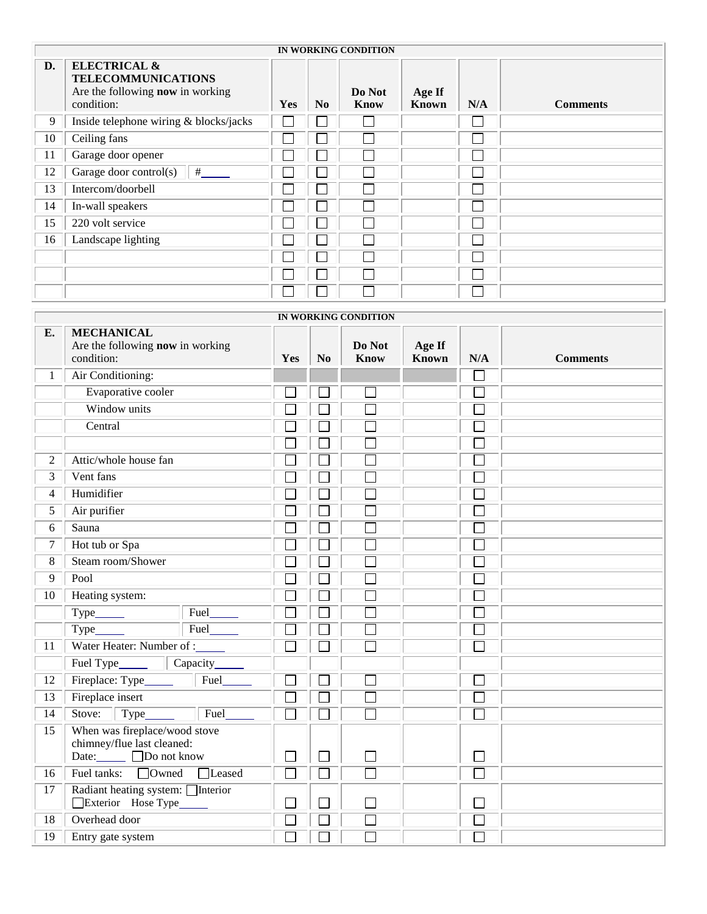| IN WORKING CONDITION | | | | | | | |
|---|---|---|---|---|---|---|---|
| **D.** | **ELECTRICAL & TELECOMMUNICATIONS** Are the following **now** in working condition: | **Yes** | **No** | **Do Not Know** | **Age If Known** | **N/A** | **Comments** |
| 9 | Inside telephone wiring & blocks/jacks | ☐ | ☐ | ☐ | | ☐ | |
| 10 | Ceiling fans | ☐ | ☐ | ☐ | | ☐ | |
| 11 | Garage door opener | ☐ | ☐ | ☐ | | ☐ | |
| 12 | Garage door control(s) #_____ | ☐ | ☐ | ☐ | | ☐ | |
| 13 | Intercom/doorbell | ☐ | ☐ | ☐ | | ☐ | |
| 14 | In-wall speakers | ☐ | ☐ | ☐ | | ☐ | |
| 15 | 220 volt service | ☐ | ☐ | ☐ | | ☐ | |
| 16 | Landscape lighting | ☐ | ☐ | ☐ | | ☐ | |
| | | ☐ | ☐ | ☐ | | ☐ | |
| | | ☐ | ☐ | ☐ | | ☐ | |
| | | ☐ | ☐ | ☐ | | ☐ | |

| IN WORKING CONDITION | | | | | | | |
|---|---|---|---|---|---|---|---|
| **E.** | **MECHANICAL** Are the following **now** in working condition: | **Yes** | **No** | **Do Not Know** | **Age If Known** | **N/A** | **Comments** |
| 1 | Air Conditioning: | | | | | ☐ | |
| | Evaporative cooler | ☐ | ☐ | ☐ | | ☐ | |
| | Window units | ☐ | ☐ | ☐ | | ☐ | |
| | Central | ☐ | ☐ | ☐ | | ☐ | |
| | | ☐ | ☐ | ☐ | | ☐ | |
| 2 | Attic/whole house fan | ☐ | ☐ | ☐ | | ☐ | |
| 3 | Vent fans | ☐ | ☐ | ☐ | | ☐ | |
| 4 | Humidifier | ☐ | ☐ | ☐ | | ☐ | |
| 5 | Air purifier | ☐ | ☐ | ☐ | | ☐ | |
| 6 | Sauna | ☐ | ☐ | ☐ | | ☐ | |
| 7 | Hot tub or Spa | ☐ | ☐ | ☐ | | ☐ | |
| 8 | Steam room/Shower | ☐ | ☐ | ☐ | | ☐ | |
| 9 | Pool | ☐ | ☐ | ☐ | | ☐ | |
| 10 | Heating system: | ☐ | ☐ | ☐ | | ☐ | |
| | Type_____ Fuel_____ | ☐ | ☐ | ☐ | | ☐ | |
| | Type_____ Fuel_____ | ☐ | ☐ | ☐ | | ☐ | |
| 11 | Water Heater: Number of :_____ | ☐ | ☐ | ☐ | | ☐ | |
| | Fuel Type_____ Capacity_____ | | | | | | |
| 12 | Fireplace: Type_____ Fuel_____ | ☐ | ☐ | ☐ | | ☐ | |
| 13 | Fireplace insert | ☐ | ☐ | ☐ | | ☐ | |
| 14 | Stove: Type_____ Fuel_____ | ☐ | ☐ | ☐ | | ☐ | |
| 15 | When was fireplace/wood stove chimney/flue last cleaned: Date:_____ ☐Do not know | ☐ | ☐ | ☐ | | ☐ | |
| 16 | Fuel tanks: ☐Owned ☐Leased | ☐ | ☐ | ☐ | | ☐ | |
| 17 | Radiant heating system: ☐Interior ☐Exterior Hose Type_____ | ☐ | ☐ | ☐ | | ☐ | |
| 18 | Overhead door | ☐ | ☐ | ☐ | | ☐ | |
| 19 | Entry gate system | ☐ | ☐ | ☐ | | ☐ | |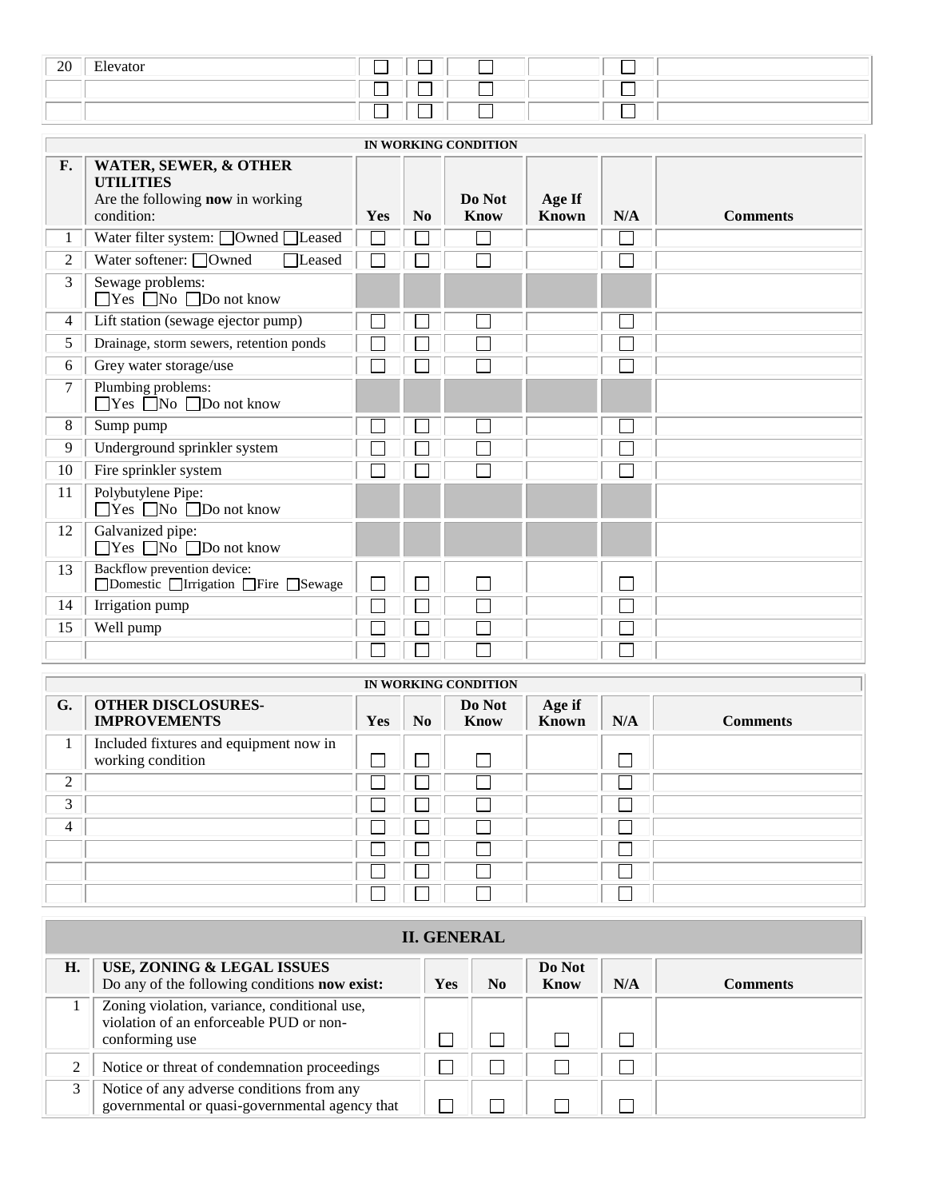| | | | | | | | |
|---|---|---|---|---|---|---|---|
| 20 | Elevator | ☐ | ☐ | ☐ | | ☐ | |
| | | ☐ | ☐ | ☐ | | ☐ | |
| | | ☐ | ☐ | ☐ | | ☐ | |

| | | IN WORKING CONDITION | | | | | |
|---|---|---|---|---|---|---|---|
| **F.** | **WATER, SEWER, & OTHER UTILITIES** Are the following **now** in working condition: | **Yes** | **No** | **Do Not Know** | **Age If Known** | **N/A** | **Comments** |
| 1 | Water filter system: ☐Owned ☐Leased | ☐ | ☐ | ☐ | | ☐ | |
| 2 | Water softener: ☐Owned ☐Leased | ☐ | ☐ | ☐ | | ☐ | |
| 3 | Sewage problems: ☐Yes ☐No ☐Do not know | | | | | | |
| 4 | Lift station (sewage ejector pump) | ☐ | ☐ | ☐ | | ☐ | |
| 5 | Drainage, storm sewers, retention ponds | ☐ | ☐ | ☐ | | ☐ | |
| 6 | Grey water storage/use | ☐ | ☐ | ☐ | | ☐ | |
| 7 | Plumbing problems: ☐Yes ☐No ☐Do not know | | | | | | |
| 8 | Sump pump | ☐ | ☐ | ☐ | | ☐ | |
| 9 | Underground sprinkler system | ☐ | ☐ | ☐ | | ☐ | |
| 10 | Fire sprinkler system | ☐ | ☐ | ☐ | | ☐ | |
| 11 | Polybutylene Pipe: ☐Yes ☐No ☐Do not know | | | | | | |
| 12 | Galvanized pipe: ☐Yes ☐No ☐Do not know | | | | | | |
| 13 | Backflow prevention device: ☐Domestic ☐Irrigation ☐Fire ☐Sewage | ☐ | ☐ | ☐ | | ☐ | |
| 14 | Irrigation pump | ☐ | ☐ | ☐ | | ☐ | |
| 15 | Well pump | ☐ | ☐ | ☐ | | ☐ | |
| | | ☐ | ☐ | ☐ | | ☐ | |

| | | IN WORKING CONDITION | | | | | |
|---|---|---|---|---|---|---|---|
| **G.** | **OTHER DISCLOSURES-IMPROVEMENTS** | **Yes** | **No** | **Do Not Know** | **Age if Known** | **N/A** | **Comments** |
| 1 | Included fixtures and equipment now in working condition | ☐ | ☐ | ☐ | | ☐ | |
| 2 | | ☐ | ☐ | ☐ | | ☐ | |
| 3 | | ☐ | ☐ | ☐ | | ☐ | |
| 4 | | ☐ | ☐ | ☐ | | ☐ | |
| | | ☐ | ☐ | ☐ | | ☐ | |
| | | ☐ | ☐ | ☐ | | ☐ | |
| | | ☐ | ☐ | ☐ | | ☐ | |

## II. GENERAL

| **H.** | **USE, ZONING & LEGAL ISSUES** Do any of the following conditions **now exist:** | **Yes** | **No** | **Do Not Know** | **N/A** | **Comments** |
|---|---|---|---|---|---|---|
| 1 | Zoning violation, variance, conditional use, violation of an enforceable PUD or non-conforming use | ☐ | ☐ | ☐ | ☐ | |
| 2 | Notice or threat of condemnation proceedings | ☐ | ☐ | ☐ | ☐ | |
| 3 | Notice of any adverse conditions from any governmental or quasi-governmental agency that | ☐ | ☐ | ☐ | ☐ | |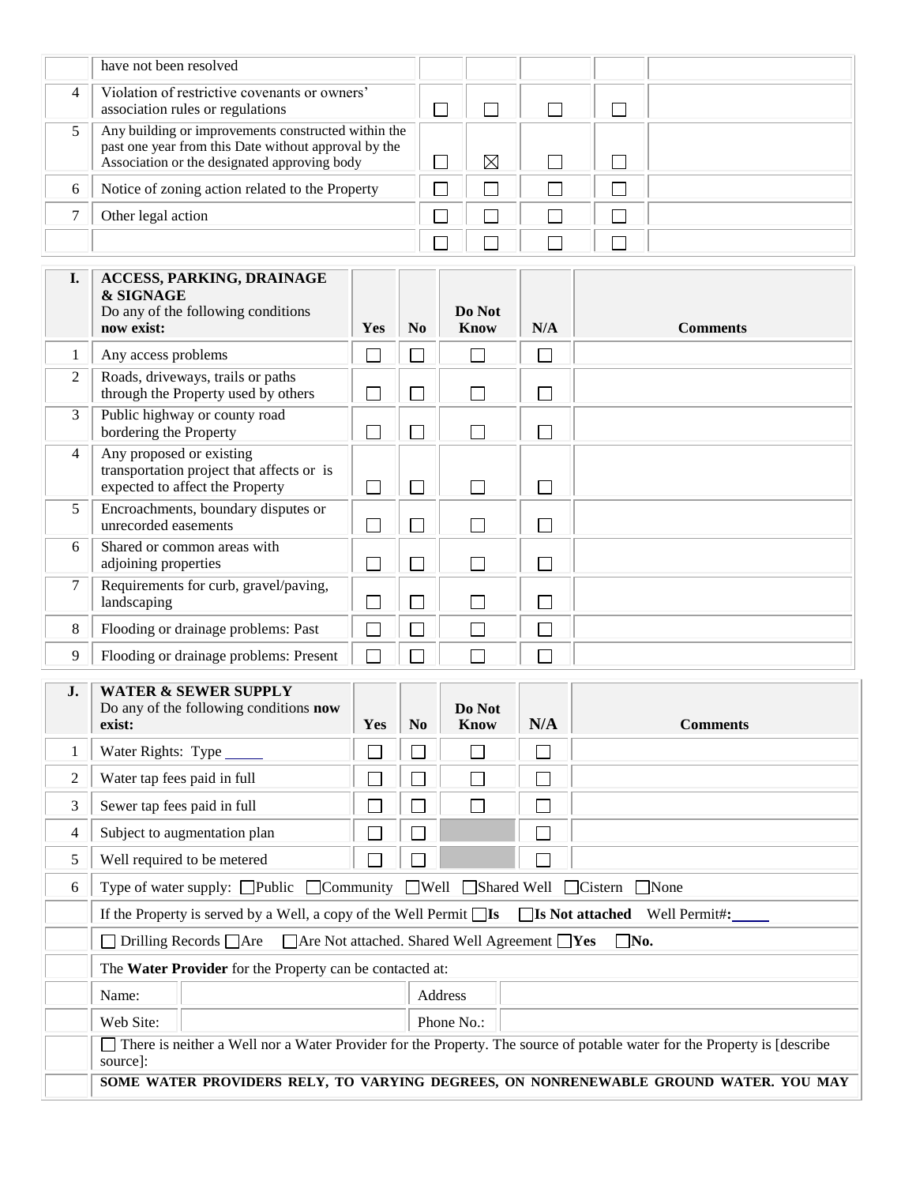| | have not been resolved | | | | | |
|---|---|---|---|---|---|---|
| 4 | Violation of restrictive covenants or owners' association rules or regulations | ☐ | ☐ | ☐ | ☐ | |
| 5 | Any building or improvements constructed within the past one year from this Date without approval by the Association or the designated approving body | ☐ | ☒ | ☐ | ☐ | |
| 6 | Notice of zoning action related to the Property | ☐ | ☐ | ☐ | ☐ | |
| 7 | Other legal action | ☐ | ☐ | ☐ | ☐ | |
| | | ☐ | ☐ | ☐ | ☐ | |

| I. | **ACCESS, PARKING, DRAINAGE & SIGNAGE** Do any of the following conditions **now exist:** | **Yes** | **No** | **Do Not Know** | **N/A** | **Comments** |
|---|---|---|---|---|---|---|
| 1 | Any access problems | ☐ | ☐ | ☐ | ☐ | |
| 2 | Roads, driveways, trails or paths through the Property used by others | ☐ | ☐ | ☐ | ☐ | |
| 3 | Public highway or county road bordering the Property | ☐ | ☐ | ☐ | ☐ | |
| 4 | Any proposed or existing transportation project that affects or is expected to affect the Property | ☐ | ☐ | ☐ | ☐ | |
| 5 | Encroachments, boundary disputes or unrecorded easements | ☐ | ☐ | ☐ | ☐ | |
| 6 | Shared or common areas with adjoining properties | ☐ | ☐ | ☐ | ☐ | |
| 7 | Requirements for curb, gravel/paving, landscaping | ☐ | ☐ | ☐ | ☐ | |
| 8 | Flooding or drainage problems: Past | ☐ | ☐ | ☐ | ☐ | |
| 9 | Flooding or drainage problems: Present | ☐ | ☐ | ☐ | ☐ | |

| J. | **WATER & SEWER SUPPLY** Do any of the following conditions **now exist:** | **Yes** | **No** | **Do Not Know** | **N/A** | **Comments** |
|---|---|---|---|---|---|---|
| 1 | Water Rights: Type _____ | ☐ | ☐ | ☐ | ☐ | |
| 2 | Water tap fees paid in full | ☐ | ☐ | ☐ | ☐ | |
| 3 | Sewer tap fees paid in full | ☐ | ☐ | ☐ | ☐ | |
| 4 | Subject to augmentation plan | ☐ | ☐ | | ☐ | |
| 5 | Well required to be metered | ☐ | ☐ | | ☐ | |
| 6 | Type of water supply: ☐Public ☐Community ☐Well ☐Shared Well ☐Cistern ☐None | | | | | |
| | If the Property is served by a Well, a copy of the Well Permit ☐**Is** ☐**Is Not attached** Well Permit#:_____ | | | | | |
| | ☐ Drilling Records ☐Are ☐Are Not attached. Shared Well Agreement ☐**Yes** ☐**No.** | | | | | |
| | The **Water Provider** for the Property can be contacted at: | | | | | |
| | Name: | | Address | | | |
| | Web Site: | | Phone No.: | | | |
| | ☐ There is neither a Well nor a Water Provider for the Property. The source of potable water for the Property is [describe source]: | | | | | |
| | **SOME WATER PROVIDERS RELY, TO VARYING DEGREES, ON NONRENEWABLE GROUND WATER. YOU MAY** | | | | | |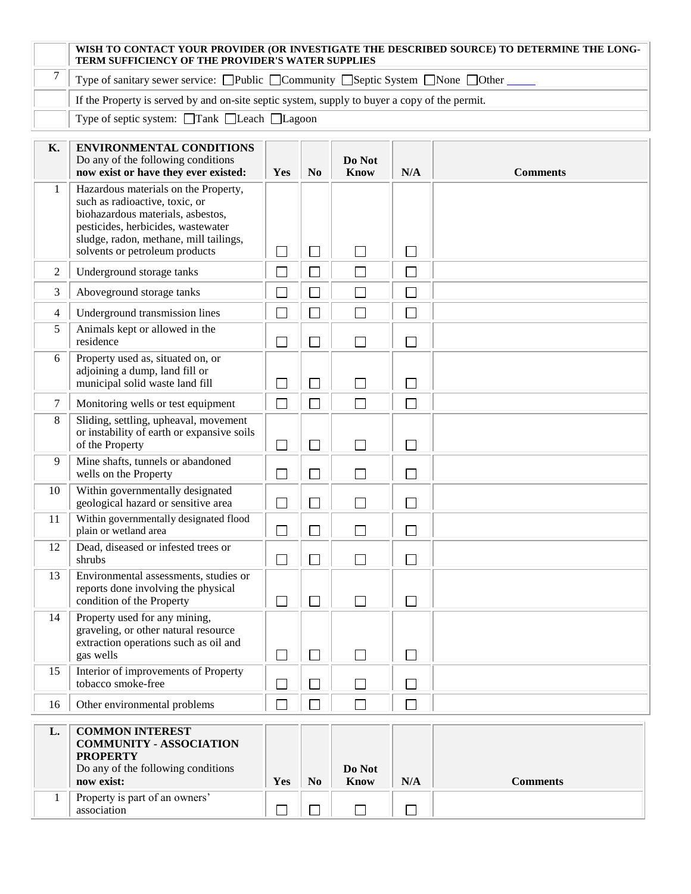| | |
|---|---|
| | **WISH TO CONTACT YOUR PROVIDER (OR INVESTIGATE THE DESCRIBED SOURCE) TO DETERMINE THE LONG-TERM SUFFICIENCY OF THE PROVIDER'S WATER SUPPLIES** |
| 7 | Type of sanitary sewer service: ☐Public ☐Community ☐Septic System ☐None ☐Other _____ |
| | If the Property is served by and on-site septic system, supply to buyer a copy of the permit. |
| | Type of septic system: ☐Tank ☐Leach ☐Lagoon |

| **K.** | **ENVIRONMENTAL CONDITIONS** Do any of the following conditions **now exist or have they ever existed:** | **Yes** | **No** | **Do Not Know** | **N/A** | **Comments** |
|---|---|---|---|---|---|---|
| 1 | Hazardous materials on the Property, such as radioactive, toxic, or biohazardous materials, asbestos, pesticides, herbicides, wastewater sludge, radon, methane, mill tailings, solvents or petroleum products | ☐ | ☐ | ☐ | ☐ | |
| 2 | Underground storage tanks | ☐ | ☐ | ☐ | ☐ | |
| 3 | Aboveground storage tanks | ☐ | ☐ | ☐ | ☐ | |
| 4 | Underground transmission lines | ☐ | ☐ | ☐ | ☐ | |
| 5 | Animals kept or allowed in the residence | ☐ | ☐ | ☐ | ☐ | |
| 6 | Property used as, situated on, or adjoining a dump, land fill or municipal solid waste land fill | ☐ | ☐ | ☐ | ☐ | |
| 7 | Monitoring wells or test equipment | ☐ | ☐ | ☐ | ☐ | |
| 8 | Sliding, settling, upheaval, movement or instability of earth or expansive soils of the Property | ☐ | ☐ | ☐ | ☐ | |
| 9 | Mine shafts, tunnels or abandoned wells on the Property | ☐ | ☐ | ☐ | ☐ | |
| 10 | Within governmentally designated geological hazard or sensitive area | ☐ | ☐ | ☐ | ☐ | |
| 11 | Within governmentally designated flood plain or wetland area | ☐ | ☐ | ☐ | ☐ | |
| 12 | Dead, diseased or infested trees or shrubs | ☐ | ☐ | ☐ | ☐ | |
| 13 | Environmental assessments, studies or reports done involving the physical condition of the Property | ☐ | ☐ | ☐ | ☐ | |
| 14 | Property used for any mining, graveling, or other natural resource extraction operations such as oil and gas wells | ☐ | ☐ | ☐ | ☐ | |
| 15 | Interior of improvements of Property tobacco smoke-free | ☐ | ☐ | ☐ | ☐ | |
| 16 | Other environmental problems | ☐ | ☐ | ☐ | ☐ | |

| **L.** | **COMMON INTEREST COMMUNITY - ASSOCIATION PROPERTY** Do any of the following conditions **now exist:** | **Yes** | **No** | **Do Not Know** | **N/A** | **Comments** |
|---|---|---|---|---|---|---|
| 1 | Property is part of an owners' association | ☐ | ☐ | ☐ | ☐ | |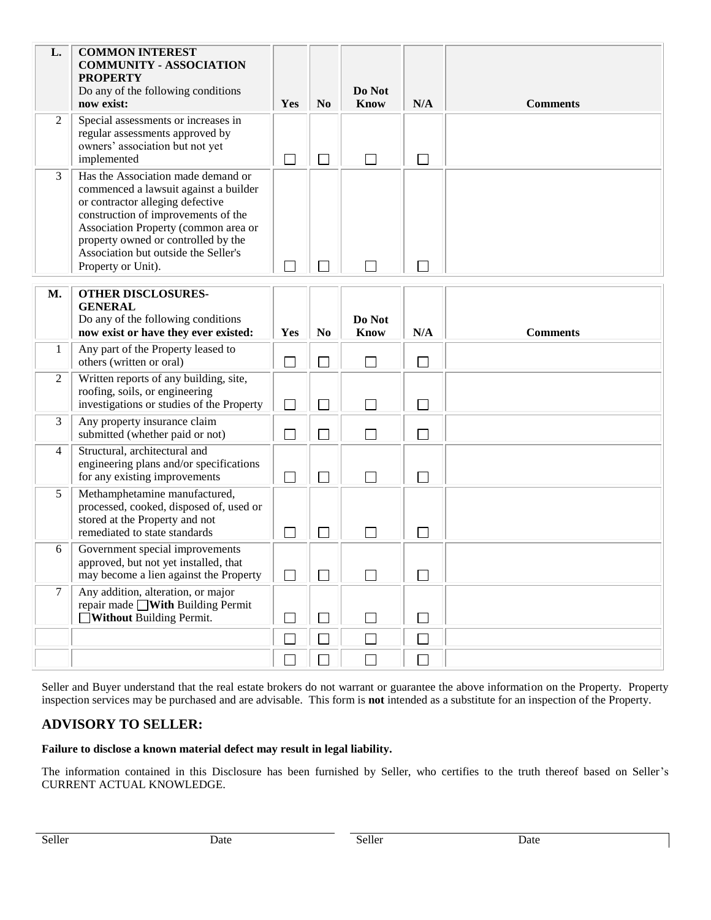| L. | COMMON INTEREST COMMUNITY - ASSOCIATION PROPERTY<br>Do any of the following conditions **now exist:** | Yes | No | Do Not Know | N/A | Comments |
|---|---|---|---|---|---|---|
| 2 | Special assessments or increases in regular assessments approved by owners' association but not yet implemented | ☐ | ☐ | ☐ | ☐ | |
| 3 | Has the Association made demand or commenced a lawsuit against a builder or contractor alleging defective construction of improvements of the Association Property (common area or property owned or controlled by the Association but outside the Seller's Property or Unit). | ☐ | ☐ | ☐ | ☐ | |

| M. | OTHER DISCLOSURES-GENERAL<br>Do any of the following conditions **now exist or have they ever existed:** | Yes | No | Do Not Know | N/A | Comments |
|---|---|---|---|---|---|---|
| 1 | Any part of the Property leased to others (written or oral) | ☐ | ☐ | ☐ | ☐ | |
| 2 | Written reports of any building, site, roofing, soils, or engineering investigations or studies of the Property | ☐ | ☐ | ☐ | ☐ | |
| 3 | Any property insurance claim submitted (whether paid or not) | ☐ | ☐ | ☐ | ☐ | |
| 4 | Structural, architectural and engineering plans and/or specifications for any existing improvements | ☐ | ☐ | ☐ | ☐ | |
| 5 | Methamphetamine manufactured, processed, cooked, disposed of, used or stored at the Property and not remediated to state standards | ☐ | ☐ | ☐ | ☐ | |
| 6 | Government special improvements approved, but not yet installed, that may become a lien against the Property | ☐ | ☐ | ☐ | ☐ | |
| 7 | Any addition, alteration, or major repair made ☐**With** Building Permit ☐**Without** Building Permit. | ☐ | ☐ | ☐ | ☐ | |
| | | ☐ | ☐ | ☐ | ☐ | |
| | | ☐ | ☐ | ☐ | ☐ | |

Seller and Buyer understand that the real estate brokers do not warrant or guarantee the above information on the Property. Property inspection services may be purchased and are advisable. This form is **not** intended as a substitute for an inspection of the Property.

## ADVISORY TO SELLER:

**Failure to disclose a known material defect may result in legal liability.**

The information contained in this Disclosure has been furnished by Seller, who certifies to the truth thereof based on Seller's CURRENT ACTUAL KNOWLEDGE.

| Seller | Date | Seller | Date |
|---|---|---|---|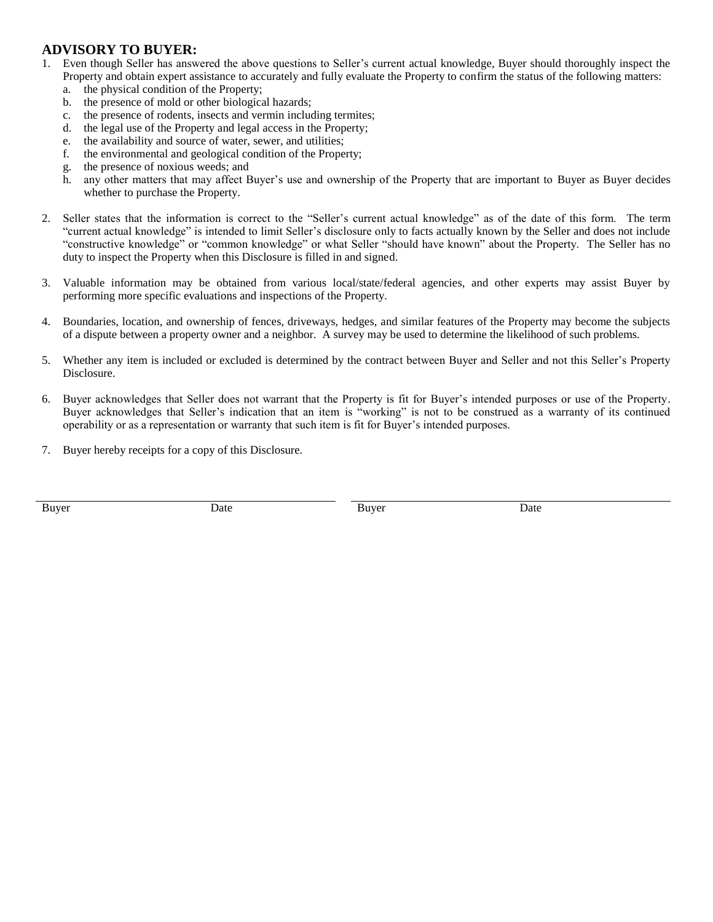## ADVISORY TO BUYER:

1. Even though Seller has answered the above questions to Seller's current actual knowledge, Buyer should thoroughly inspect the Property and obtain expert assistance to accurately and fully evaluate the Property to confirm the status of the following matters:
   a. the physical condition of the Property;
   b. the presence of mold or other biological hazards;
   c. the presence of rodents, insects and vermin including termites;
   d. the legal use of the Property and legal access in the Property;
   e. the availability and source of water, sewer, and utilities;
   f. the environmental and geological condition of the Property;
   g. the presence of noxious weeds; and
   h. any other matters that may affect Buyer's use and ownership of the Property that are important to Buyer as Buyer decides whether to purchase the Property.

2. Seller states that the information is correct to the "Seller's current actual knowledge" as of the date of this form. The term "current actual knowledge" is intended to limit Seller's disclosure only to facts actually known by the Seller and does not include "constructive knowledge" or "common knowledge" or what Seller "should have known" about the Property. The Seller has no duty to inspect the Property when this Disclosure is filled in and signed.

3. Valuable information may be obtained from various local/state/federal agencies, and other experts may assist Buyer by performing more specific evaluations and inspections of the Property.

4. Boundaries, location, and ownership of fences, driveways, hedges, and similar features of the Property may become the subjects of a dispute between a property owner and a neighbor. A survey may be used to determine the likelihood of such problems.

5. Whether any item is included or excluded is determined by the contract between Buyer and Seller and not this Seller's Property Disclosure.

6. Buyer acknowledges that Seller does not warrant that the Property is fit for Buyer's intended purposes or use of the Property. Buyer acknowledges that Seller's indication that an item is "working" is not to be construed as a warranty of its continued operability or as a representation or warranty that such item is fit for Buyer's intended purposes.

7. Buyer hereby receipts for a copy of this Disclosure.

| | | | |
|---|---|---|---|
| Buyer | Date | Buyer | Date |